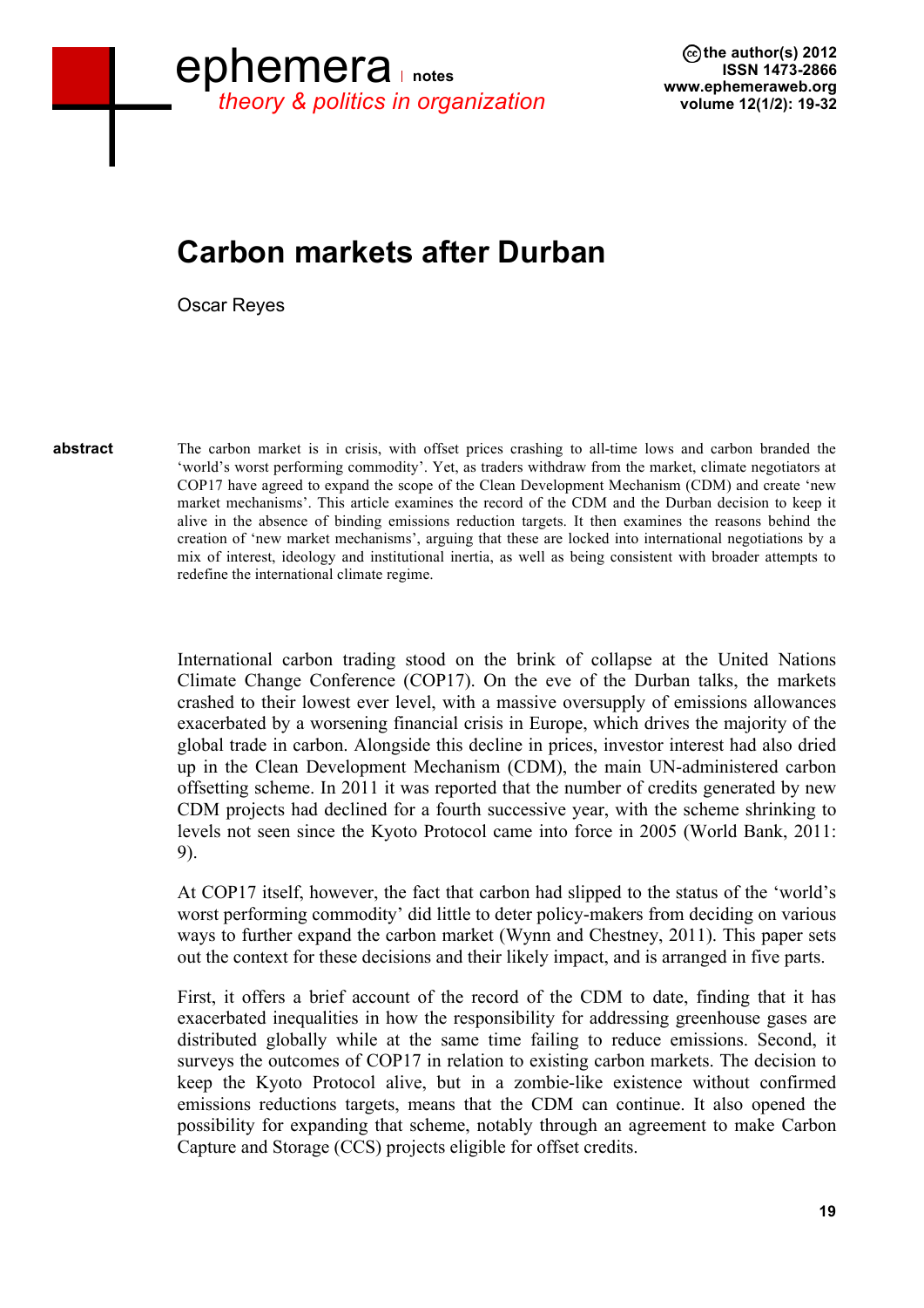# Carbon markets after Durban

Oscar Reyes

**abstract**

The carbon market is in crisis, with offset prices crashing to all-time lows and carbon branded the 'world's worst performing commodity'. Yet, as traders withdraw from the market, climate negotiators at COP17 have agreed to expand the scope of the Clean Development Mechanism (CDM) and create 'new market mechanisms'. This article examines the record of the CDM and the Durban decision to keep it alive in the absence of binding emissions reduction targets. It then examines the reasons behind the creation of 'new market mechanisms', arguing that these are locked into international negotiations by a mix of interest, ideology and institutional inertia, as well as being consistent with broader attempts to redefine the international climate regime.

International carbon trading stood on the brink of collapse at the United Nations Climate Change Conference (COP17). On the eve of the Durban talks, the markets crashed to their lowest ever level, with a massive oversupply of emissions allowances exacerbated by a worsening financial crisis in Europe, which drives the majority of the global trade in carbon. Alongside this decline in prices, investor interest had also dried up in the Clean Development Mechanism (CDM), the main UN-administered carbon offsetting scheme. In 2011 it was reported that the number of credits generated by new CDM projects had declined for a fourth successive year, with the scheme shrinking to levels not seen since the Kyoto Protocol came into force in 2005 (World Bank, 2011: 9).

At COP17 itself, however, the fact that carbon had slipped to the status of the 'world's worst performing commodity' did little to deter policy-makers from deciding on various ways to further expand the carbon market (Wynn and Chestney, 2011). This paper sets out the context for these decisions and their likely impact, and is arranged in five parts.

First, it offers a brief account of the record of the CDM to date, finding that it has exacerbated inequalities in how the responsibility for addressing greenhouse gases are distributed globally while at the same time failing to reduce emissions. Second, it surveys the outcomes of COP17 in relation to existing carbon markets. The decision to keep the Kyoto Protocol alive, but in a zombie-like existence without confirmed emissions reductions targets, means that the CDM can continue. It also opened the possibility for expanding that scheme, notably through an agreement to make Carbon Capture and Storage (CCS) projects eligible for offset credits.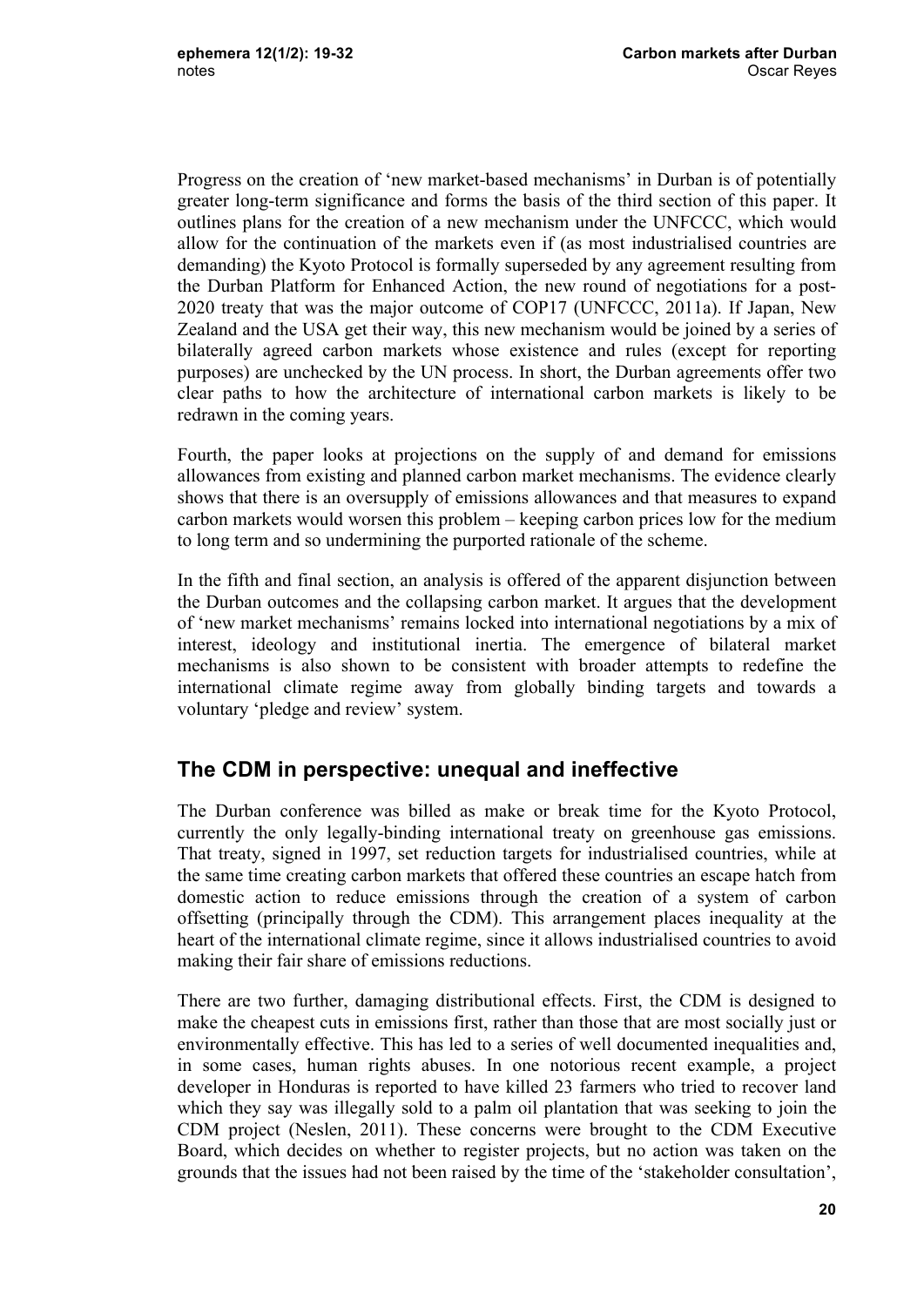Progress on the creation of 'new market-based mechanisms' in Durban is of potentially greater long-term significance and forms the basis of the third section of this paper. It outlines plans for the creation of a new mechanism under the UNFCCC, which would allow for the continuation of the markets even if (as most industrialised countries are demanding) the Kyoto Protocol is formally superseded by any agreement resulting from the Durban Platform for Enhanced Action, the new round of negotiations for a post-2020 treaty that was the major outcome of COP17 (UNFCCC, 2011a). If Japan, New Zealand and the USA get their way, this new mechanism would be joined by a series of bilaterally agreed carbon markets whose existence and rules (except for reporting purposes) are unchecked by the UN process. In short, the Durban agreements offer two clear paths to how the architecture of international carbon markets is likely to be redrawn in the coming years.

Fourth, the paper looks at projections on the supply of and demand for emissions allowances from existing and planned carbon market mechanisms. The evidence clearly shows that there is an oversupply of emissions allowances and that measures to expand carbon markets would worsen this problem – keeping carbon prices low for the medium to long term and so undermining the purported rationale of the scheme.

In the fifth and final section, an analysis is offered of the apparent disjunction between the Durban outcomes and the collapsing carbon market. It argues that the development of 'new market mechanisms' remains locked into international negotiations by a mix of interest, ideology and institutional inertia. The emergence of bilateral market mechanisms is also shown to be consistent with broader attempts to redefine the international climate regime away from globally binding targets and towards a voluntary 'pledge and review' system.

## The CDM in perspective: unequal and ineffective

The Durban conference was billed as make or break time for the Kyoto Protocol, currently the only legally-binding international treaty on greenhouse gas emissions. That treaty, signed in 1997, set reduction targets for industrialised countries, while at the same time creating carbon markets that offered these countries an escape hatch from domestic action to reduce emissions through the creation of a system of carbon offsetting (principally through the CDM). This arrangement places inequality at the heart of the international climate regime, since it allows industrialised countries to avoid making their fair share of emissions reductions.

There are two further, damaging distributional effects. First, the CDM is designed to make the cheapest cuts in emissions first, rather than those that are most socially just or environmentally effective. This has led to a series of well documented inequalities and, in some cases, human rights abuses. In one notorious recent example, a project developer in Honduras is reported to have killed 23 farmers who tried to recover land which they say was illegally sold to a palm oil plantation that was seeking to join the CDM project (Neslen, 2011). These concerns were brought to the CDM Executive Board, which decides on whether to register projects, but no action was taken on the grounds that the issues had not been raised by the time of the 'stakeholder consultation',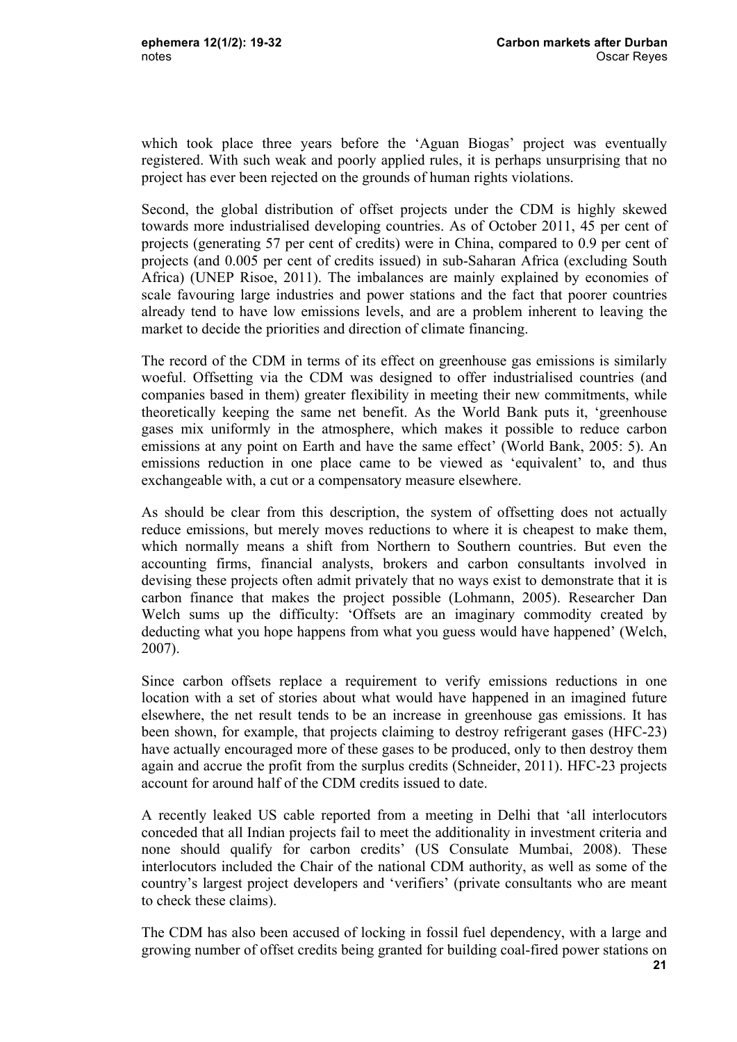which took place three years before the 'Aguan Biogas' project was eventually registered. With such weak and poorly applied rules, it is perhaps unsurprising that no project has ever been rejected on the grounds of human rights violations.

Second, the global distribution of offset projects under the CDM is highly skewed towards more industrialised developing countries. As of October 2011, 45 per cent of projects (generating 57 per cent of credits) were in China, compared to 0.9 per cent of projects (and 0.005 per cent of credits issued) in sub-Saharan Africa (excluding South Africa) (UNEP Risoe, 2011). The imbalances are mainly explained by economies of scale favouring large industries and power stations and the fact that poorer countries already tend to have low emissions levels, and are a problem inherent to leaving the market to decide the priorities and direction of climate financing.

The record of the CDM in terms of its effect on greenhouse gas emissions is similarly woeful. Offsetting via the CDM was designed to offer industrialised countries (and companies based in them) greater flexibility in meeting their new commitments, while theoretically keeping the same net benefit. As the World Bank puts it, 'greenhouse gases mix uniformly in the atmosphere, which makes it possible to reduce carbon emissions at any point on Earth and have the same effect' (World Bank, 2005: 5). An emissions reduction in one place came to be viewed as 'equivalent' to, and thus exchangeable with, a cut or a compensatory measure elsewhere.

As should be clear from this description, the system of offsetting does not actually reduce emissions, but merely moves reductions to where it is cheapest to make them, which normally means a shift from Northern to Southern countries. But even the accounting firms, financial analysts, brokers and carbon consultants involved in devising these projects often admit privately that no ways exist to demonstrate that it is carbon finance that makes the project possible (Lohmann, 2005). Researcher Dan Welch sums up the difficulty: 'Offsets are an imaginary commodity created by deducting what you hope happens from what you guess would have happened' (Welch, 2007).

Since carbon offsets replace a requirement to verify emissions reductions in one location with a set of stories about what would have happened in an imagined future elsewhere, the net result tends to be an increase in greenhouse gas emissions. It has been shown, for example, that projects claiming to destroy refrigerant gases (HFC-23) have actually encouraged more of these gases to be produced, only to then destroy them again and accrue the profit from the surplus credits (Schneider, 2011). HFC-23 projects account for around half of the CDM credits issued to date.

A recently leaked US cable reported from a meeting in Delhi that 'all interlocutors conceded that all Indian projects fail to meet the additionality in investment criteria and none should qualify for carbon credits' (US Consulate Mumbai, 2008). These interlocutors included the Chair of the national CDM authority, as well as some of the country's largest project developers and 'verifiers' (private consultants who are meant to check these claims).

The CDM has also been accused of locking in fossil fuel dependency, with a large and growing number of offset credits being granted for building coal-fired power stations on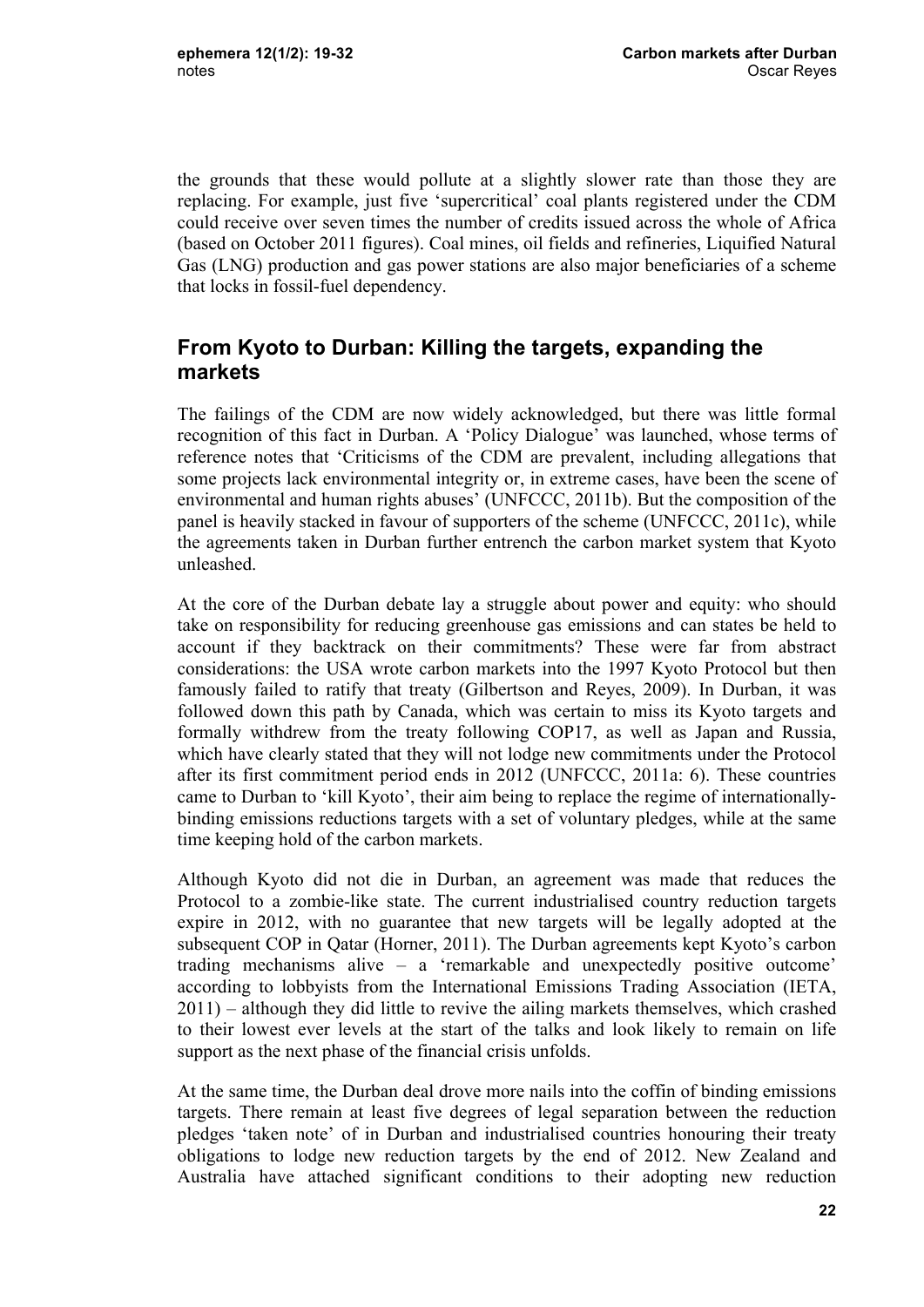the grounds that these would pollute at a slightly slower rate than those they are replacing. For example, just five 'supercritical' coal plants registered under the CDM could receive over seven times the number of credits issued across the whole of Africa (based on October 2011 figures). Coal mines, oil fields and refineries, Liquified Natural Gas (LNG) production and gas power stations are also major beneficiaries of a scheme that locks in fossil-fuel dependency.

## From Kyoto to Durban: Killing the targets, expanding the markets

The failings of the CDM are now widely acknowledged, but there was little formal recognition of this fact in Durban. A 'Policy Dialogue' was launched, whose terms of reference notes that 'Criticisms of the CDM are prevalent, including allegations that some projects lack environmental integrity or, in extreme cases, have been the scene of environmental and human rights abuses' (UNFCCC, 2011b). But the composition of the panel is heavily stacked in favour of supporters of the scheme (UNFCCC, 2011c), while the agreements taken in Durban further entrench the carbon market system that Kyoto unleashed.

At the core of the Durban debate lay a struggle about power and equity: who should take on responsibility for reducing greenhouse gas emissions and can states be held to account if they backtrack on their commitments? These were far from abstract considerations: the USA wrote carbon markets into the 1997 Kyoto Protocol but then famously failed to ratify that treaty (Gilbertson and Reyes, 2009). In Durban, it was followed down this path by Canada, which was certain to miss its Kyoto targets and formally withdrew from the treaty following COP17, as well as Japan and Russia, which have clearly stated that they will not lodge new commitments under the Protocol after its first commitment period ends in 2012 (UNFCCC, 2011a: 6). These countries came to Durban to 'kill Kyoto', their aim being to replace the regime of internationally-binding emissions reductions targets with a set of voluntary pledges, while at the same time keeping hold of the carbon markets.

Although Kyoto did not die in Durban, an agreement was made that reduces the Protocol to a zombie-like state. The current industrialised country reduction targets expire in 2012, with no guarantee that new targets will be legally adopted at the subsequent COP in Qatar (Horner, 2011). The Durban agreements kept Kyoto's carbon trading mechanisms alive – a 'remarkable and unexpectedly positive outcome' according to lobbyists from the International Emissions Trading Association (IETA, 2011) – although they did little to revive the ailing markets themselves, which crashed to their lowest ever levels at the start of the talks and look likely to remain on life support as the next phase of the financial crisis unfolds.

At the same time, the Durban deal drove more nails into the coffin of binding emissions targets. There remain at least five degrees of legal separation between the reduction pledges 'taken note' of in Durban and industrialised countries honouring their treaty obligations to lodge new reduction targets by the end of 2012. New Zealand and Australia have attached significant conditions to their adopting new reduction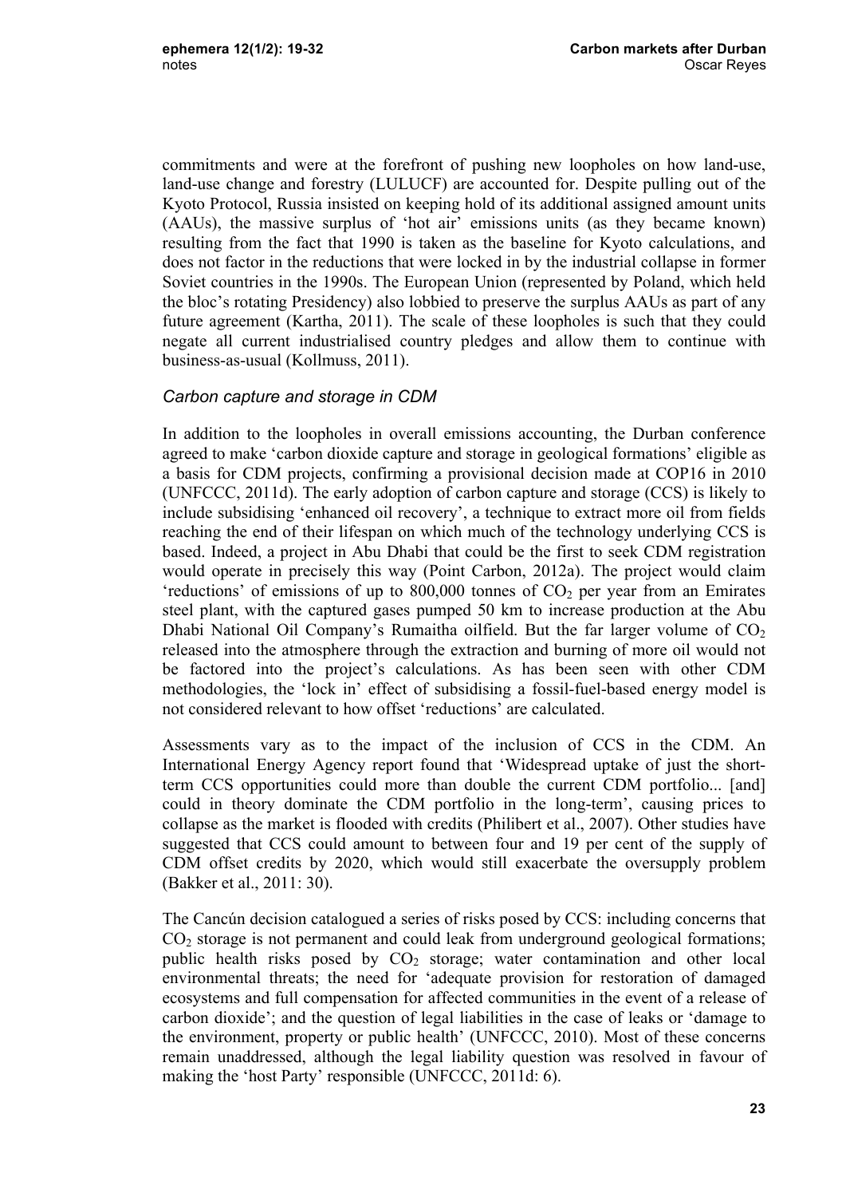commitments and were at the forefront of pushing new loopholes on how land-use, land-use change and forestry (LULUCF) are accounted for. Despite pulling out of the Kyoto Protocol, Russia insisted on keeping hold of its additional assigned amount units (AAUs), the massive surplus of 'hot air' emissions units (as they became known) resulting from the fact that 1990 is taken as the baseline for Kyoto calculations, and does not factor in the reductions that were locked in by the industrial collapse in former Soviet countries in the 1990s. The European Union (represented by Poland, which held the bloc's rotating Presidency) also lobbied to preserve the surplus AAUs as part of any future agreement (Kartha, 2011). The scale of these loopholes is such that they could negate all current industrialised country pledges and allow them to continue with business-as-usual (Kollmuss, 2011).

### *Carbon capture and storage in CDM*

In addition to the loopholes in overall emissions accounting, the Durban conference agreed to make 'carbon dioxide capture and storage in geological formations' eligible as a basis for CDM projects, confirming a provisional decision made at COP16 in 2010 (UNFCCC, 2011d). The early adoption of carbon capture and storage (CCS) is likely to include subsidising 'enhanced oil recovery', a technique to extract more oil from fields reaching the end of their lifespan on which much of the technology underlying CCS is based. Indeed, a project in Abu Dhabi that could be the first to seek CDM registration would operate in precisely this way (Point Carbon, 2012a). The project would claim 'reductions' of emissions of up to 800,000 tonnes of $CO_2$ per year from an Emirates steel plant, with the captured gases pumped 50 km to increase production at the Abu Dhabi National Oil Company's Rumaitha oilfield. But the far larger volume of $CO_2$ released into the atmosphere through the extraction and burning of more oil would not be factored into the project's calculations. As has been seen with other CDM methodologies, the 'lock in' effect of subsidising a fossil-fuel-based energy model is not considered relevant to how offset 'reductions' are calculated.

Assessments vary as to the impact of the inclusion of CCS in the CDM. An International Energy Agency report found that 'Widespread uptake of just the short-term CCS opportunities could more than double the current CDM portfolio... [and] could in theory dominate the CDM portfolio in the long-term', causing prices to collapse as the market is flooded with credits (Philibert et al., 2007). Other studies have suggested that CCS could amount to between four and 19 per cent of the supply of CDM offset credits by 2020, which would still exacerbate the oversupply problem (Bakker et al., 2011: 30).

The Cancún decision catalogued a series of risks posed by CCS: including concerns that $CO_2$ storage is not permanent and could leak from underground geological formations; public health risks posed by $CO_2$ storage; water contamination and other local environmental threats; the need for 'adequate provision for restoration of damaged ecosystems and full compensation for affected communities in the event of a release of carbon dioxide'; and the question of legal liabilities in the case of leaks or 'damage to the environment, property or public health' (UNFCCC, 2010). Most of these concerns remain unaddressed, although the legal liability question was resolved in favour of making the 'host Party' responsible (UNFCCC, 2011d: 6).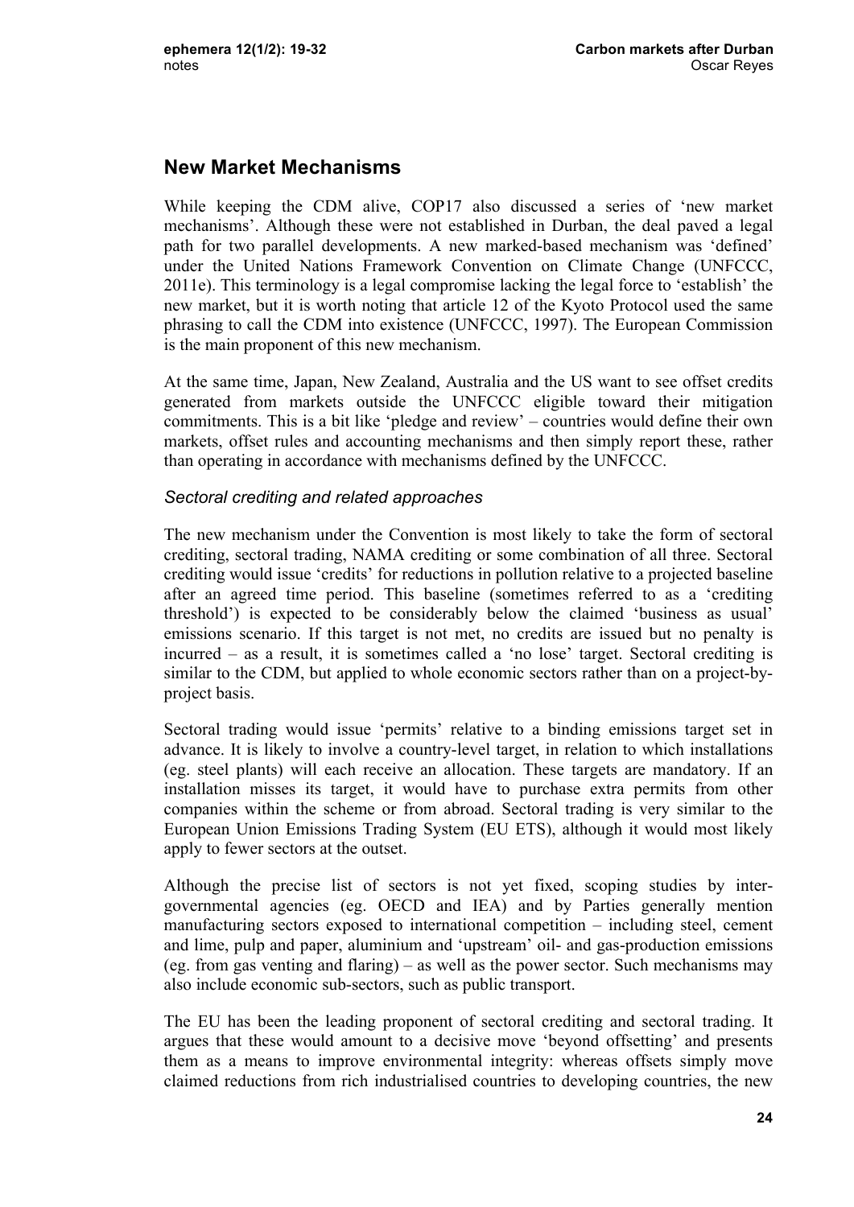## New Market Mechanisms

While keeping the CDM alive, COP17 also discussed a series of 'new market mechanisms'. Although these were not established in Durban, the deal paved a legal path for two parallel developments. A new marked-based mechanism was 'defined' under the United Nations Framework Convention on Climate Change (UNFCCC, 2011e). This terminology is a legal compromise lacking the legal force to 'establish' the new market, but it is worth noting that article 12 of the Kyoto Protocol used the same phrasing to call the CDM into existence (UNFCCC, 1997). The European Commission is the main proponent of this new mechanism.

At the same time, Japan, New Zealand, Australia and the US want to see offset credits generated from markets outside the UNFCCC eligible toward their mitigation commitments. This is a bit like 'pledge and review' – countries would define their own markets, offset rules and accounting mechanisms and then simply report these, rather than operating in accordance with mechanisms defined by the UNFCCC.

### *Sectoral crediting and related approaches*

The new mechanism under the Convention is most likely to take the form of sectoral crediting, sectoral trading, NAMA crediting or some combination of all three. Sectoral crediting would issue 'credits' for reductions in pollution relative to a projected baseline after an agreed time period. This baseline (sometimes referred to as a 'crediting threshold') is expected to be considerably below the claimed 'business as usual' emissions scenario. If this target is not met, no credits are issued but no penalty is incurred – as a result, it is sometimes called a 'no lose' target. Sectoral crediting is similar to the CDM, but applied to whole economic sectors rather than on a project-by-project basis.

Sectoral trading would issue 'permits' relative to a binding emissions target set in advance. It is likely to involve a country-level target, in relation to which installations (eg. steel plants) will each receive an allocation. These targets are mandatory. If an installation misses its target, it would have to purchase extra permits from other companies within the scheme or from abroad. Sectoral trading is very similar to the European Union Emissions Trading System (EU ETS), although it would most likely apply to fewer sectors at the outset.

Although the precise list of sectors is not yet fixed, scoping studies by inter-governmental agencies (eg. OECD and IEA) and by Parties generally mention manufacturing sectors exposed to international competition – including steel, cement and lime, pulp and paper, aluminium and 'upstream' oil- and gas-production emissions (eg. from gas venting and flaring) – as well as the power sector. Such mechanisms may also include economic sub-sectors, such as public transport.

The EU has been the leading proponent of sectoral crediting and sectoral trading. It argues that these would amount to a decisive move 'beyond offsetting' and presents them as a means to improve environmental integrity: whereas offsets simply move claimed reductions from rich industrialised countries to developing countries, the new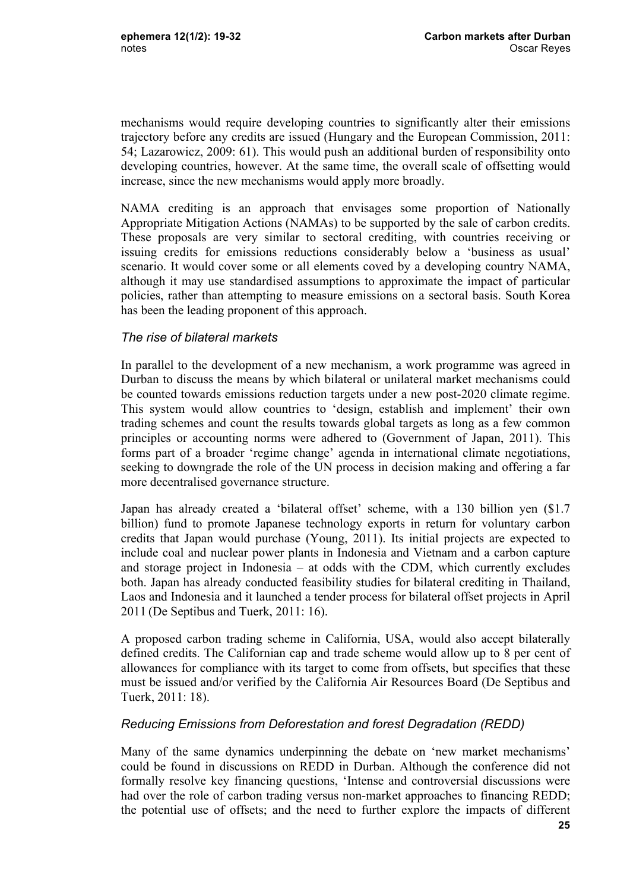mechanisms would require developing countries to significantly alter their emissions trajectory before any credits are issued (Hungary and the European Commission, 2011: 54; Lazarowicz, 2009: 61). This would push an additional burden of responsibility onto developing countries, however. At the same time, the overall scale of offsetting would increase, since the new mechanisms would apply more broadly.

NAMA crediting is an approach that envisages some proportion of Nationally Appropriate Mitigation Actions (NAMAs) to be supported by the sale of carbon credits. These proposals are very similar to sectoral crediting, with countries receiving or issuing credits for emissions reductions considerably below a 'business as usual' scenario. It would cover some or all elements coved by a developing country NAMA, although it may use standardised assumptions to approximate the impact of particular policies, rather than attempting to measure emissions on a sectoral basis. South Korea has been the leading proponent of this approach.

### *The rise of bilateral markets*

In parallel to the development of a new mechanism, a work programme was agreed in Durban to discuss the means by which bilateral or unilateral market mechanisms could be counted towards emissions reduction targets under a new post-2020 climate regime. This system would allow countries to 'design, establish and implement' their own trading schemes and count the results towards global targets as long as a few common principles or accounting norms were adhered to (Government of Japan, 2011). This forms part of a broader 'regime change' agenda in international climate negotiations, seeking to downgrade the role of the UN process in decision making and offering a far more decentralised governance structure.

Japan has already created a 'bilateral offset' scheme, with a 130 billion yen ($1.7 billion) fund to promote Japanese technology exports in return for voluntary carbon credits that Japan would purchase (Young, 2011). Its initial projects are expected to include coal and nuclear power plants in Indonesia and Vietnam and a carbon capture and storage project in Indonesia – at odds with the CDM, which currently excludes both. Japan has already conducted feasibility studies for bilateral crediting in Thailand, Laos and Indonesia and it launched a tender process for bilateral offset projects in April 2011 (De Septibus and Tuerk, 2011: 16).

A proposed carbon trading scheme in California, USA, would also accept bilaterally defined credits. The Californian cap and trade scheme would allow up to 8 per cent of allowances for compliance with its target to come from offsets, but specifies that these must be issued and/or verified by the California Air Resources Board (De Septibus and Tuerk, 2011: 18).

### *Reducing Emissions from Deforestation and forest Degradation (REDD)*

Many of the same dynamics underpinning the debate on 'new market mechanisms' could be found in discussions on REDD in Durban. Although the conference did not formally resolve key financing questions, 'Intense and controversial discussions were had over the role of carbon trading versus non-market approaches to financing REDD; the potential use of offsets; and the need to further explore the impacts of different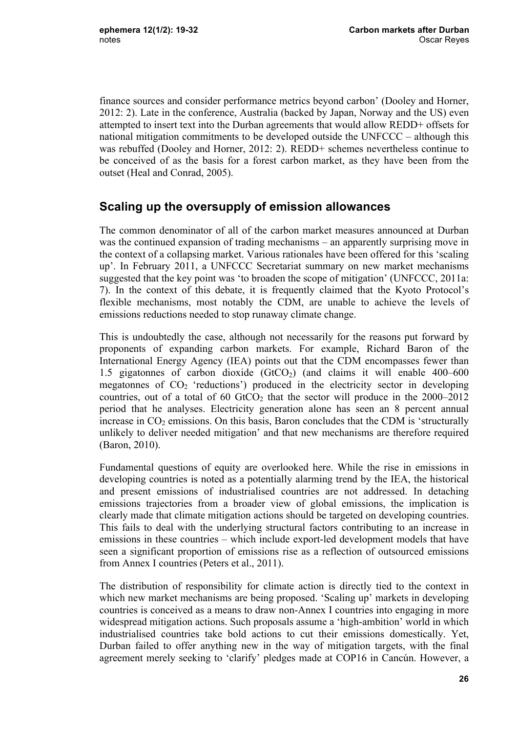finance sources and consider performance metrics beyond carbon' (Dooley and Horner, 2012: 2). Late in the conference, Australia (backed by Japan, Norway and the US) even attempted to insert text into the Durban agreements that would allow REDD+ offsets for national mitigation commitments to be developed outside the UNFCCC – although this was rebuffed (Dooley and Horner, 2012: 2). REDD+ schemes nevertheless continue to be conceived of as the basis for a forest carbon market, as they have been from the outset (Heal and Conrad, 2005).

## Scaling up the oversupply of emission allowances

The common denominator of all of the carbon market measures announced at Durban was the continued expansion of trading mechanisms – an apparently surprising move in the context of a collapsing market. Various rationales have been offered for this 'scaling up'. In February 2011, a UNFCCC Secretariat summary on new market mechanisms suggested that the key point was 'to broaden the scope of mitigation' (UNFCCC, 2011a: 7). In the context of this debate, it is frequently claimed that the Kyoto Protocol's flexible mechanisms, most notably the CDM, are unable to achieve the levels of emissions reductions needed to stop runaway climate change.

This is undoubtedly the case, although not necessarily for the reasons put forward by proponents of expanding carbon markets. For example, Richard Baron of the International Energy Agency (IEA) points out that the CDM encompasses fewer than 1.5 gigatonnes of carbon dioxide ($GtCO_2$) (and claims it will enable 400–600 megatonnes of $CO_2$ 'reductions') produced in the electricity sector in developing countries, out of a total of 60 $GtCO_2$ that the sector will produce in the 2000–2012 period that he analyses. Electricity generation alone has seen an 8 percent annual increase in $CO_2$ emissions. On this basis, Baron concludes that the CDM is 'structurally unlikely to deliver needed mitigation' and that new mechanisms are therefore required (Baron, 2010).

Fundamental questions of equity are overlooked here. While the rise in emissions in developing countries is noted as a potentially alarming trend by the IEA, the historical and present emissions of industrialised countries are not addressed. In detaching emissions trajectories from a broader view of global emissions, the implication is clearly made that climate mitigation actions should be targeted on developing countries. This fails to deal with the underlying structural factors contributing to an increase in emissions in these countries – which include export-led development models that have seen a significant proportion of emissions rise as a reflection of outsourced emissions from Annex I countries (Peters et al., 2011).

The distribution of responsibility for climate action is directly tied to the context in which new market mechanisms are being proposed. 'Scaling up' markets in developing countries is conceived as a means to draw non-Annex I countries into engaging in more widespread mitigation actions. Such proposals assume a 'high-ambition' world in which industrialised countries take bold actions to cut their emissions domestically. Yet, Durban failed to offer anything new in the way of mitigation targets, with the final agreement merely seeking to 'clarify' pledges made at COP16 in Cancún. However, a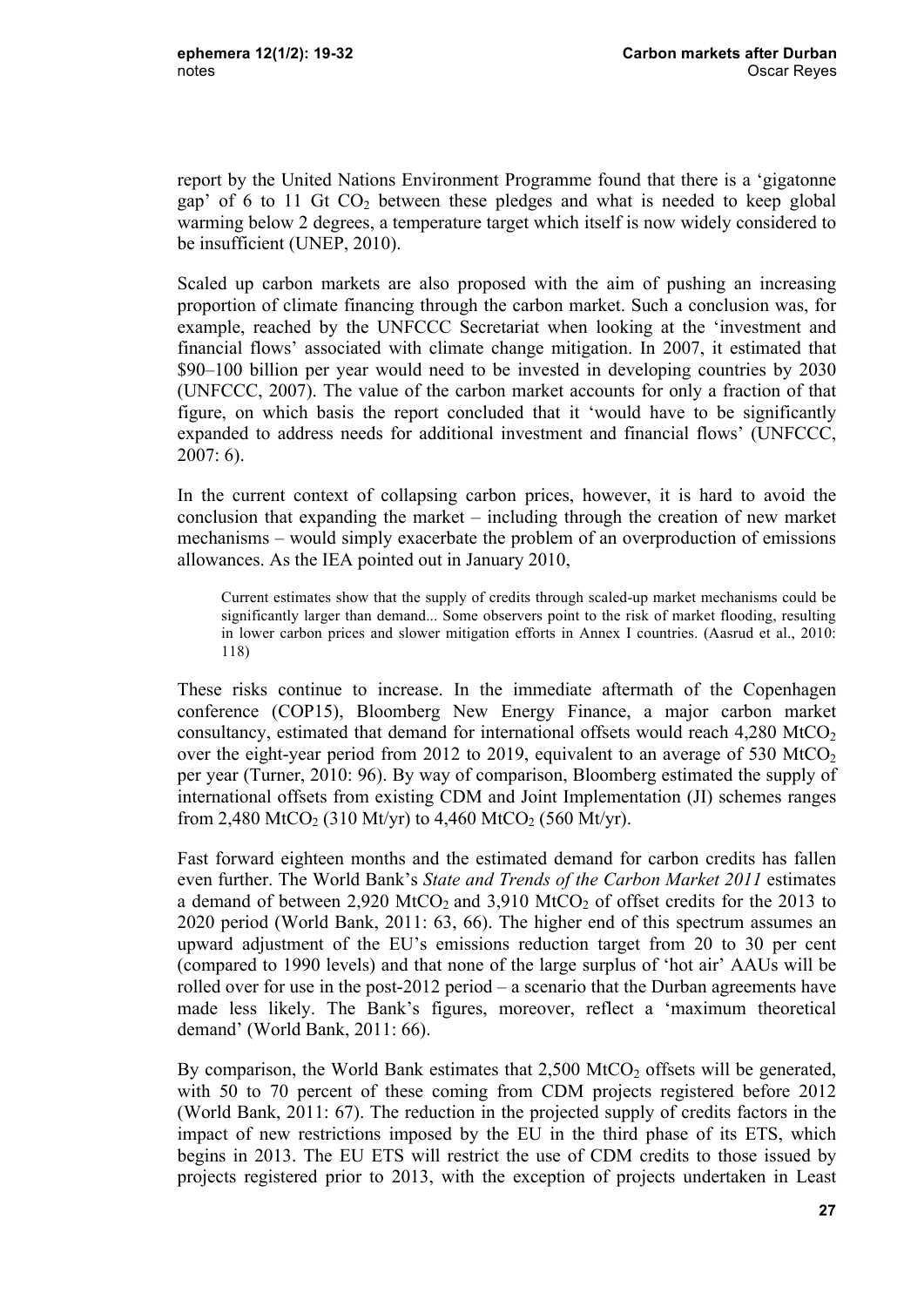report by the United Nations Environment Programme found that there is a 'gigatonne gap' of 6 to 11 Gt $CO_2$ between these pledges and what is needed to keep global warming below 2 degrees, a temperature target which itself is now widely considered to be insufficient (UNEP, 2010).

Scaled up carbon markets are also proposed with the aim of pushing an increasing proportion of climate financing through the carbon market. Such a conclusion was, for example, reached by the UNFCCC Secretariat when looking at the 'investment and financial flows' associated with climate change mitigation. In 2007, it estimated that \$90–100 billion per year would need to be invested in developing countries by 2030 (UNFCCC, 2007). The value of the carbon market accounts for only a fraction of that figure, on which basis the report concluded that it 'would have to be significantly expanded to address needs for additional investment and financial flows' (UNFCCC, 2007: 6).

In the current context of collapsing carbon prices, however, it is hard to avoid the conclusion that expanding the market – including through the creation of new market mechanisms – would simply exacerbate the problem of an overproduction of emissions allowances. As the IEA pointed out in January 2010,

> Current estimates show that the supply of credits through scaled-up market mechanisms could be significantly larger than demand... Some observers point to the risk of market flooding, resulting in lower carbon prices and slower mitigation efforts in Annex I countries. (Aasrud et al., 2010: 118)

These risks continue to increase. In the immediate aftermath of the Copenhagen conference (COP15), Bloomberg New Energy Finance, a major carbon market consultancy, estimated that demand for international offsets would reach 4,280 $MtCO_2$ over the eight-year period from 2012 to 2019, equivalent to an average of 530 $MtCO_2$ per year (Turner, 2010: 96). By way of comparison, Bloomberg estimated the supply of international offsets from existing CDM and Joint Implementation (JI) schemes ranges from 2,480 $MtCO_2$ (310 Mt/yr) to 4,460 $MtCO_2$ (560 Mt/yr).

Fast forward eighteen months and the estimated demand for carbon credits has fallen even further. The World Bank's *State and Trends of the Carbon Market 2011* estimates a demand of between 2,920 $MtCO_2$ and 3,910 $MtCO_2$ of offset credits for the 2013 to 2020 period (World Bank, 2011: 63, 66). The higher end of this spectrum assumes an upward adjustment of the EU's emissions reduction target from 20 to 30 per cent (compared to 1990 levels) and that none of the large surplus of 'hot air' AAUs will be rolled over for use in the post-2012 period – a scenario that the Durban agreements have made less likely. The Bank's figures, moreover, reflect a 'maximum theoretical demand' (World Bank, 2011: 66).

By comparison, the World Bank estimates that 2,500 $MtCO_2$ offsets will be generated, with 50 to 70 percent of these coming from CDM projects registered before 2012 (World Bank, 2011: 67). The reduction in the projected supply of credits factors in the impact of new restrictions imposed by the EU in the third phase of its ETS, which begins in 2013. The EU ETS will restrict the use of CDM credits to those issued by projects registered prior to 2013, with the exception of projects undertaken in Least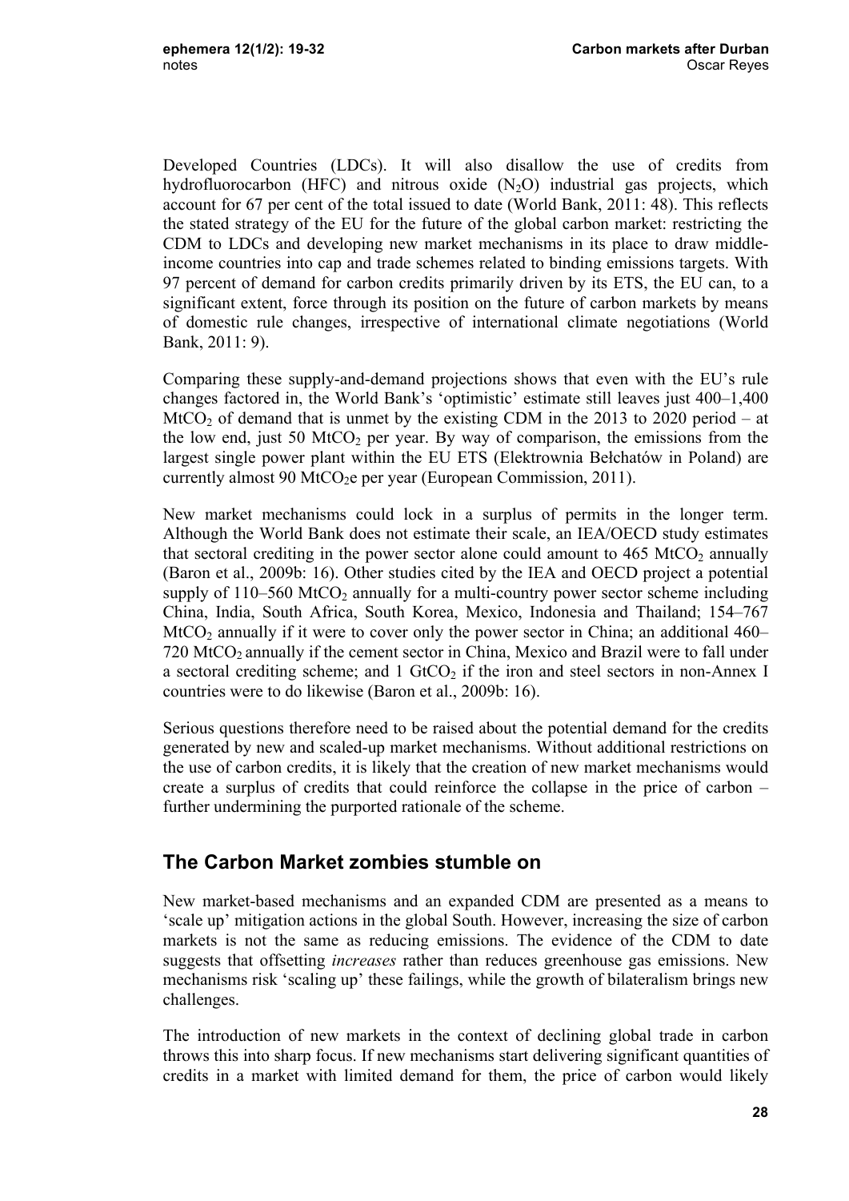Developed Countries (LDCs). It will also disallow the use of credits from hydrofluorocarbon (HFC) and nitrous oxide ($N_2O$) industrial gas projects, which account for 67 per cent of the total issued to date (World Bank, 2011: 48). This reflects the stated strategy of the EU for the future of the global carbon market: restricting the CDM to LDCs and developing new market mechanisms in its place to draw middle-income countries into cap and trade schemes related to binding emissions targets. With 97 percent of demand for carbon credits primarily driven by its ETS, the EU can, to a significant extent, force through its position on the future of carbon markets by means of domestic rule changes, irrespective of international climate negotiations (World Bank, 2011: 9).

Comparing these supply-and-demand projections shows that even with the EU's rule changes factored in, the World Bank's 'optimistic' estimate still leaves just 400–1,400 $MtCO_2$ of demand that is unmet by the existing CDM in the 2013 to 2020 period – at the low end, just 50 $MtCO_2$ per year. By way of comparison, the emissions from the largest single power plant within the EU ETS (Elektrownia Bełchatów in Poland) are currently almost 90 $MtCO_2e$ per year (European Commission, 2011).

New market mechanisms could lock in a surplus of permits in the longer term. Although the World Bank does not estimate their scale, an IEA/OECD study estimates that sectoral crediting in the power sector alone could amount to 465 $MtCO_2$ annually (Baron et al., 2009b: 16). Other studies cited by the IEA and OECD project a potential supply of 110–560 $MtCO_2$ annually for a multi-country power sector scheme including China, India, South Africa, South Korea, Mexico, Indonesia and Thailand; 154–767 $MtCO_2$ annually if it were to cover only the power sector in China; an additional 460–720 $MtCO_2$ annually if the cement sector in China, Mexico and Brazil were to fall under a sectoral crediting scheme; and 1 $GtCO_2$ if the iron and steel sectors in non-Annex I countries were to do likewise (Baron et al., 2009b: 16).

Serious questions therefore need to be raised about the potential demand for the credits generated by new and scaled-up market mechanisms. Without additional restrictions on the use of carbon credits, it is likely that the creation of new market mechanisms would create a surplus of credits that could reinforce the collapse in the price of carbon – further undermining the purported rationale of the scheme.

## The Carbon Market zombies stumble on

New market-based mechanisms and an expanded CDM are presented as a means to 'scale up' mitigation actions in the global South. However, increasing the size of carbon markets is not the same as reducing emissions. The evidence of the CDM to date suggests that offsetting *increases* rather than reduces greenhouse gas emissions. New mechanisms risk 'scaling up' these failings, while the growth of bilateralism brings new challenges.

The introduction of new markets in the context of declining global trade in carbon throws this into sharp focus. If new mechanisms start delivering significant quantities of credits in a market with limited demand for them, the price of carbon would likely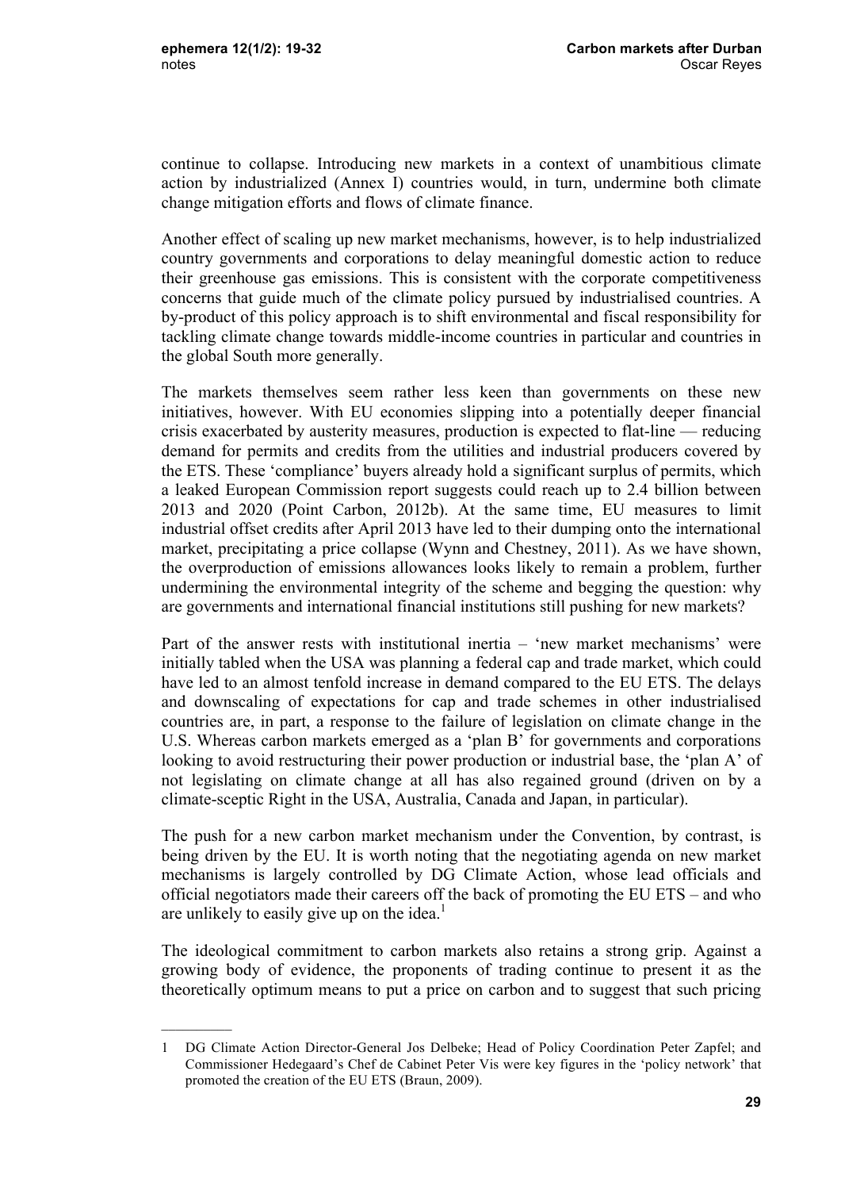continue to collapse. Introducing new markets in a context of unambitious climate action by industrialized (Annex I) countries would, in turn, undermine both climate change mitigation efforts and flows of climate finance.

Another effect of scaling up new market mechanisms, however, is to help industrialized country governments and corporations to delay meaningful domestic action to reduce their greenhouse gas emissions. This is consistent with the corporate competitiveness concerns that guide much of the climate policy pursued by industrialised countries. A by-product of this policy approach is to shift environmental and fiscal responsibility for tackling climate change towards middle-income countries in particular and countries in the global South more generally.

The markets themselves seem rather less keen than governments on these new initiatives, however. With EU economies slipping into a potentially deeper financial crisis exacerbated by austerity measures, production is expected to flat-line — reducing demand for permits and credits from the utilities and industrial producers covered by the ETS. These 'compliance' buyers already hold a significant surplus of permits, which a leaked European Commission report suggests could reach up to 2.4 billion between 2013 and 2020 (Point Carbon, 2012b). At the same time, EU measures to limit industrial offset credits after April 2013 have led to their dumping onto the international market, precipitating a price collapse (Wynn and Chestney, 2011). As we have shown, the overproduction of emissions allowances looks likely to remain a problem, further undermining the environmental integrity of the scheme and begging the question: why are governments and international financial institutions still pushing for new markets?

Part of the answer rests with institutional inertia – 'new market mechanisms' were initially tabled when the USA was planning a federal cap and trade market, which could have led to an almost tenfold increase in demand compared to the EU ETS. The delays and downscaling of expectations for cap and trade schemes in other industrialised countries are, in part, a response to the failure of legislation on climate change in the U.S. Whereas carbon markets emerged as a 'plan B' for governments and corporations looking to avoid restructuring their power production or industrial base, the 'plan A' of not legislating on climate change at all has also regained ground (driven on by a climate-sceptic Right in the USA, Australia, Canada and Japan, in particular).

The push for a new carbon market mechanism under the Convention, by contrast, is being driven by the EU. It is worth noting that the negotiating agenda on new market mechanisms is largely controlled by DG Climate Action, whose lead officials and official negotiators made their careers off the back of promoting the EU ETS – and who are unlikely to easily give up on the idea.[1]

The ideological commitment to carbon markets also retains a strong grip. Against a growing body of evidence, the proponents of trading continue to present it as the theoretically optimum means to put a price on carbon and to suggest that such pricing

---

1 DG Climate Action Director-General Jos Delbeke; Head of Policy Coordination Peter Zapfel; and Commissioner Hedegaard's Chef de Cabinet Peter Vis were key figures in the 'policy network' that promoted the creation of the EU ETS (Braun, 2009).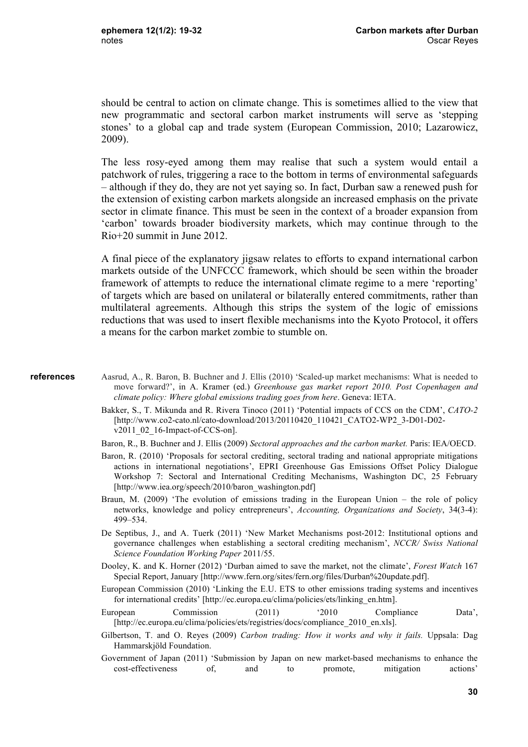should be central to action on climate change. This is sometimes allied to the view that new programmatic and sectoral carbon market instruments will serve as 'stepping stones' to a global cap and trade system (European Commission, 2010; Lazarowicz, 2009).

The less rosy-eyed among them may realise that such a system would entail a patchwork of rules, triggering a race to the bottom in terms of environmental safeguards – although if they do, they are not yet saying so. In fact, Durban saw a renewed push for the extension of existing carbon markets alongside an increased emphasis on the private sector in climate finance. This must be seen in the context of a broader expansion from 'carbon' towards broader biodiversity markets, which may continue through to the Rio+20 summit in June 2012.

A final piece of the explanatory jigsaw relates to efforts to expand international carbon markets outside of the UNFCCC framework, which should be seen within the broader framework of attempts to reduce the international climate regime to a mere 'reporting' of targets which are based on unilateral or bilaterally entered commitments, rather than multilateral agreements. Although this strips the system of the logic of emissions reductions that was used to insert flexible mechanisms into the Kyoto Protocol, it offers a means for the carbon market zombie to stumble on.

## references

Aasrud, A., R. Baron, B. Buchner and J. Ellis (2010) 'Scaled-up market mechanisms: What is needed to move forward?', in A. Kramer (ed.) *Greenhouse gas market report 2010. Post Copenhagen and climate policy: Where global emissions trading goes from here*. Geneva: IETA.

Bakker, S., T. Mikunda and R. Rivera Tinoco (2011) 'Potential impacts of CCS on the CDM', *CATO-2* [http://www.co2-cato.nl/cato-download/2013/20110420_110421_CATO2-WP2_3-D01-D02-v2011_02_16-Impact-of-CCS-on].

Baron, R., B. Buchner and J. Ellis (2009) *Sectoral approaches and the carbon market.* Paris: IEA/OECD.

Baron, R. (2010) 'Proposals for sectoral crediting, sectoral trading and national appropriate mitigations actions in international negotiations', EPRI Greenhouse Gas Emissions Offset Policy Dialogue Workshop 7: Sectoral and International Crediting Mechanisms, Washington DC, 25 February [http://www.iea.org/speech/2010/baron_washington.pdf]

Braun, M. (2009) 'The evolution of emissions trading in the European Union – the role of policy networks, knowledge and policy entrepreneurs', *Accounting, Organizations and Society*, 34(3-4): 499–534.

De Septibus, J., and A. Tuerk (2011) 'New Market Mechanisms post-2012: Institutional options and governance challenges when establishing a sectoral crediting mechanism', *NCCR/ Swiss National Science Foundation Working Paper* 2011/55.

Dooley, K. and K. Horner (2012) 'Durban aimed to save the market, not the climate', *Forest Watch* 167 Special Report, January [http://www.fern.org/sites/fern.org/files/Durban%20update.pdf].

European Commission (2010) 'Linking the E.U. ETS to other emissions trading systems and incentives for international credits' [http://ec.europa.eu/clima/policies/ets/linking_en.htm].

European Commission (2011) '2010 Compliance Data', [http://ec.europa.eu/clima/policies/ets/registries/docs/compliance_2010_en.xls].

Gilbertson, T. and O. Reyes (2009) *Carbon trading: How it works and why it fails.* Uppsala: Dag Hammarskjöld Foundation.

Government of Japan (2011) 'Submission by Japan on new market-based mechanisms to enhance the cost-effectiveness of, and to promote, mitigation actions'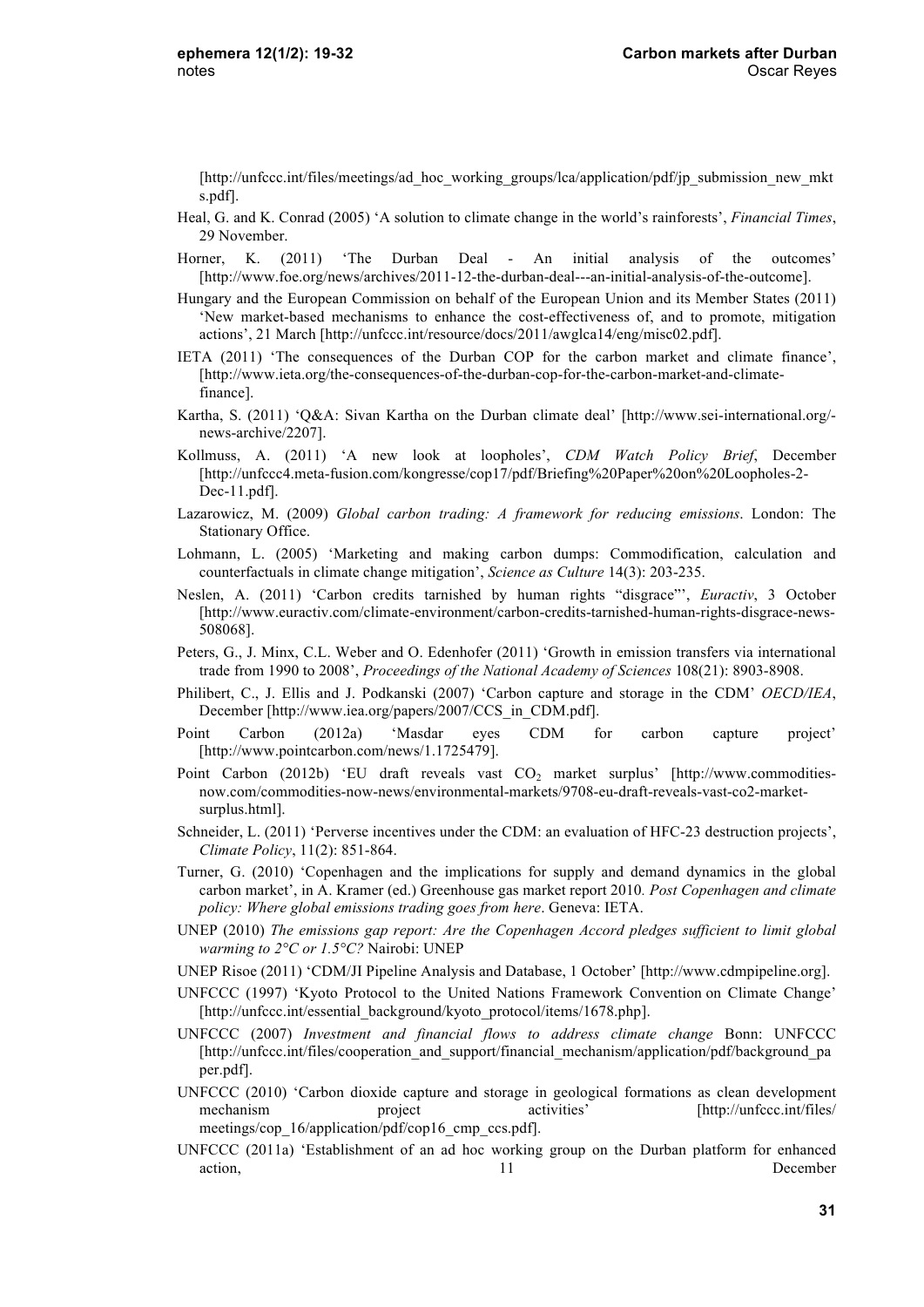[http://unfccc.int/files/meetings/ad_hoc_working_groups/lca/application/pdf/jp_submission_new_mkts.pdf].

Heal, G. and K. Conrad (2005) 'A solution to climate change in the world's rainforests', *Financial Times*, 29 November.

Horner, K. (2011) 'The Durban Deal - An initial analysis of the outcomes' [http://www.foe.org/news/archives/2011-12-the-durban-deal---an-initial-analysis-of-the-outcome].

Hungary and the European Commission on behalf of the European Union and its Member States (2011) 'New market-based mechanisms to enhance the cost-effectiveness of, and to promote, mitigation actions', 21 March [http://unfccc.int/resource/docs/2011/awglca14/eng/misc02.pdf].

IETA (2011) 'The consequences of the Durban COP for the carbon market and climate finance', [http://www.ieta.org/the-consequences-of-the-durban-cop-for-the-carbon-market-and-climate-finance].

Kartha, S. (2011) 'Q&A: Sivan Kartha on the Durban climate deal' [http://www.sei-international.org/-news-archive/2207].

Kollmuss, A. (2011) 'A new look at loopholes', *CDM Watch Policy Brief*, December [http://unfccc4.meta-fusion.com/kongresse/cop17/pdf/Briefing%20Paper%20on%20Loopholes-2-Dec-11.pdf].

Lazarowicz, M. (2009) *Global carbon trading: A framework for reducing emissions*. London: The Stationary Office.

Lohmann, L. (2005) 'Marketing and making carbon dumps: Commodification, calculation and counterfactuals in climate change mitigation', *Science as Culture* 14(3): 203-235.

Neslen, A. (2011) 'Carbon credits tarnished by human rights "disgrace"', *Euractiv*, 3 October [http://www.euractiv.com/climate-environment/carbon-credits-tarnished-human-rights-disgrace-news-508068].

Peters, G., J. Minx, C.L. Weber and O. Edenhofer (2011) 'Growth in emission transfers via international trade from 1990 to 2008', *Proceedings of the National Academy of Sciences* 108(21): 8903-8908.

Philibert, C., J. Ellis and J. Podkanski (2007) 'Carbon capture and storage in the CDM' *OECD/IEA*, December [http://www.iea.org/papers/2007/CCS_in_CDM.pdf].

Point Carbon (2012a) 'Masdar eyes CDM for carbon capture project' [http://www.pointcarbon.com/news/1.1725479].

Point Carbon (2012b) 'EU draft reveals vast $CO_2$ market surplus' [http://www.commodities-now.com/commodities-now-news/environmental-markets/9708-eu-draft-reveals-vast-co2-market-surplus.html].

Schneider, L. (2011) 'Perverse incentives under the CDM: an evaluation of HFC-23 destruction projects', *Climate Policy*, 11(2): 851-864.

Turner, G. (2010) 'Copenhagen and the implications for supply and demand dynamics in the global carbon market', in A. Kramer (ed.) Greenhouse gas market report 2010*. Post Copenhagen and climate policy: Where global emissions trading goes from here*. Geneva: IETA.

UNEP (2010) *The emissions gap report: Are the Copenhagen Accord pledges sufficient to limit global warming to 2°C or 1.5°C?* Nairobi: UNEP

UNEP Risoe (2011) 'CDM/JI Pipeline Analysis and Database, 1 October' [http://www.cdmpipeline.org].

UNFCCC (1997) 'Kyoto Protocol to the United Nations Framework Convention on Climate Change' [http://unfccc.int/essential_background/kyoto_protocol/items/1678.php].

UNFCCC (2007) *Investment and financial flows to address climate change* Bonn: UNFCCC [http://unfccc.int/files/cooperation_and_support/financial_mechanism/application/pdf/background_paper.pdf].

UNFCCC (2010) 'Carbon dioxide capture and storage in geological formations as clean development mechanism project activities' [http://unfccc.int/files/meetings/cop_16/application/pdf/cop16_cmp_ccs.pdf].

UNFCCC (2011a) 'Establishment of an ad hoc working group on the Durban platform for enhanced action, 11 December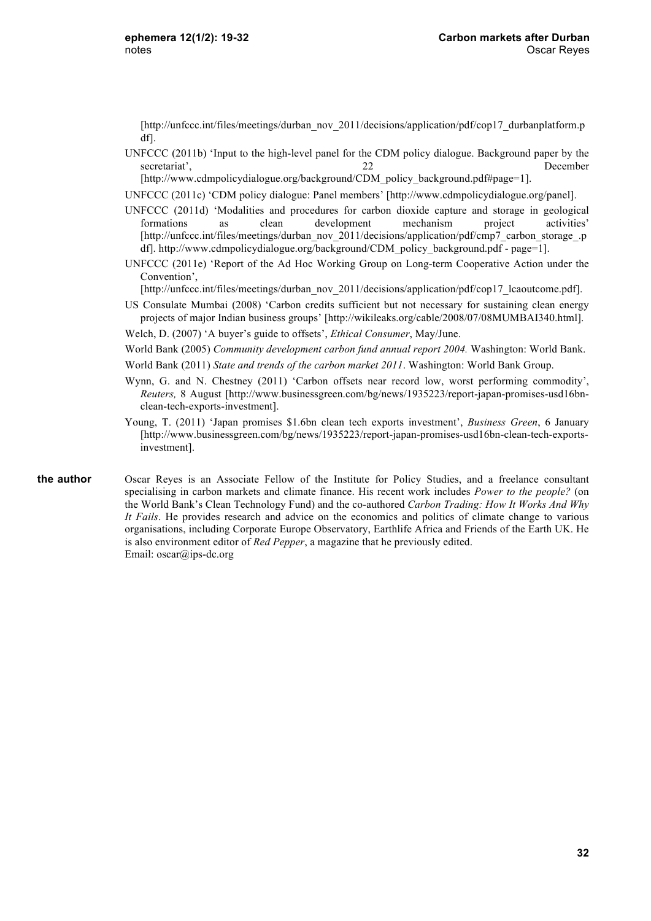[http://unfccc.int/files/meetings/durban_nov_2011/decisions/application/pdf/cop17_durbanplatform.pdf].

UNFCCC (2011b) 'Input to the high-level panel for the CDM policy dialogue. Background paper by the secretariat', 22 December [http://www.cdmpolicydialogue.org/background/CDM_policy_background.pdf#page=1].

UNFCCC (2011c) 'CDM policy dialogue: Panel members' [http://www.cdmpolicydialogue.org/panel].

UNFCCC (2011d) 'Modalities and procedures for carbon dioxide capture and storage in geological formations as clean development mechanism project activities' [http://unfccc.int/files/meetings/durban_nov_2011/decisions/application/pdf/cmp7_carbon_storage_.pdf]. http://www.cdmpolicydialogue.org/background/CDM_policy_background.pdf - page=1].

UNFCCC (2011e) 'Report of the Ad Hoc Working Group on Long-term Cooperative Action under the Convention', [http://unfccc.int/files/meetings/durban_nov_2011/decisions/application/pdf/cop17_lcaoutcome.pdf].

US Consulate Mumbai (2008) 'Carbon credits sufficient but not necessary for sustaining clean energy projects of major Indian business groups' [http://wikileaks.org/cable/2008/07/08MUMBAI340.html].

Welch, D. (2007) 'A buyer's guide to offsets', *Ethical Consumer*, May/June.

World Bank (2005) *Community development carbon fund annual report 2004.* Washington: World Bank.

World Bank (2011) *State and trends of the carbon market 2011*. Washington: World Bank Group.

Wynn, G. and N. Chestney (2011) 'Carbon offsets near record low, worst performing commodity', *Reuters,* 8 August [http://www.businessgreen.com/bg/news/1935223/report-japan-promises-usd16bn-clean-tech-exports-investment].

Young, T. (2011) 'Japan promises $1.6bn clean tech exports investment', *Business Green*, 6 January [http://www.businessgreen.com/bg/news/1935223/report-japan-promises-usd16bn-clean-tech-exports-investment].

**the author**

Oscar Reyes is an Associate Fellow of the Institute for Policy Studies, and a freelance consultant specialising in carbon markets and climate finance. His recent work includes *Power to the people?* (on the World Bank's Clean Technology Fund) and the co-authored *Carbon Trading: How It Works And Why It Fails*. He provides research and advice on the economics and politics of climate change to various organisations, including Corporate Europe Observatory, Earthlife Africa and Friends of the Earth UK. He is also environment editor of *Red Pepper*, a magazine that he previously edited.
Email: oscar@ips-dc.org